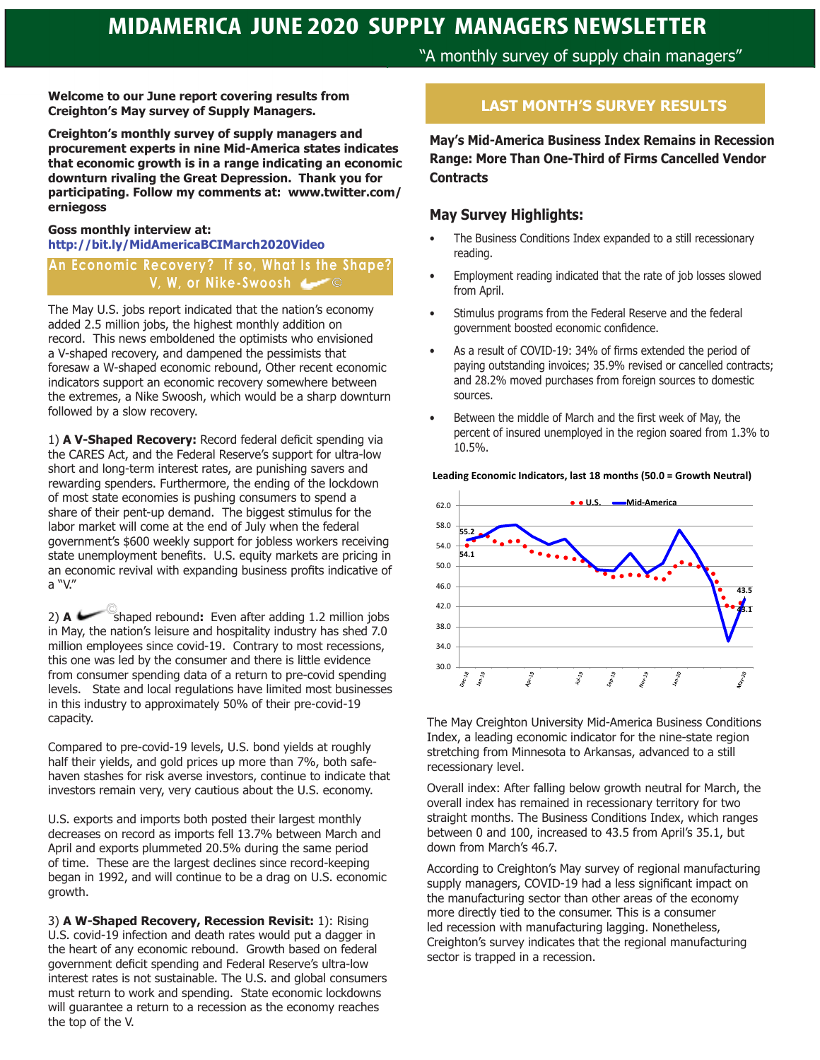# MIDAMERICA JUNE 2020 SUPPLY MANAGERS NEWSLETTER

"A monthly survey of supply chain managers"

**Welcome to our June report covering results from Creighton's May survey of Supply Managers.**

**Creighton's monthly survey of supply managers and procurement experts in nine Mid-America states indicates that economic growth is in a range indicating an economic downturn rivaling the Great Depression. Thank you for participating. Follow my comments at: www.twitter.com/erniegoss**

**Goss monthly interview at:**
**http://bit.ly/MidAmericaBCIMarch2020Video**

## An Economic Recovery? If so, What Is the Shape? V, W, or Nike-Swoosh ©

The May U.S. jobs report indicated that the nation's economy added 2.5 million jobs, the highest monthly addition on record. This news emboldened the optimists who envisioned a V-shaped recovery, and dampened the pessimists that foresaw a W-shaped economic rebound, Other recent economic indicators support an economic recovery somewhere between the extremes, a Nike Swoosh, which would be a sharp downturn followed by a slow recovery.

1) **A V-Shaped Recovery:** Record federal deficit spending via the CARES Act, and the Federal Reserve's support for ultra-low short and long-term interest rates, are punishing savers and rewarding spenders. Furthermore, the ending of the lockdown of most state economies is pushing consumers to spend a share of their pent-up demand. The biggest stimulus for the labor market will come at the end of July when the federal government's $600 weekly support for jobless workers receiving state unemployment benefits. U.S. equity markets are pricing in an economic revival with expanding business profits indicative of a "V."

2) **A** © shaped rebound**:** Even after adding 1.2 million jobs in May, the nation's leisure and hospitality industry has shed 7.0 million employees since covid-19. Contrary to most recessions, this one was led by the consumer and there is little evidence from consumer spending data of a return to pre-covid spending levels. State and local regulations have limited most businesses in this industry to approximately 50% of their pre-covid-19 capacity.

Compared to pre-covid-19 levels, U.S. bond yields at roughly half their yields, and gold prices up more than 7%, both safe-haven stashes for risk averse investors, continue to indicate that investors remain very, very cautious about the U.S. economy.

U.S. exports and imports both posted their largest monthly decreases on record as imports fell 13.7% between March and April and exports plummeted 20.5% during the same period of time. These are the largest declines since record-keeping began in 1992, and will continue to be a drag on U.S. economic growth.

3) **A W-Shaped Recovery, Recession Revisit:** 1): Rising U.S. covid-19 infection and death rates would put a dagger in the heart of any economic rebound. Growth based on federal government deficit spending and Federal Reserve's ultra-low interest rates is not sustainable. The U.S. and global consumers must return to work and spending. State economic lockdowns will guarantee a return to a recession as the economy reaches the top of the V.

## LAST MONTH'S SURVEY RESULTS

### May's Mid-America Business Index Remains in Recession Range: More Than One-Third of Firms Cancelled Vendor Contracts

### May Survey Highlights:

- The Business Conditions Index expanded to a still recessionary reading.
- Employment reading indicated that the rate of job losses slowed from April.
- Stimulus programs from the Federal Reserve and the federal government boosted economic confidence.
- As a result of COVID-19: 34% of firms extended the period of paying outstanding invoices; 35.9% revised or cancelled contracts; and 28.2% moved purchases from foreign sources to domestic sources.
- Between the middle of March and the first week of May, the percent of insured unemployed in the region soared from 1.3% to 10.5%.

**Leading Economic Indicators, last 18 months (50.0 = Growth Neutral)**

The May Creighton University Mid-America Business Conditions Index, a leading economic indicator for the nine-state region stretching from Minnesota to Arkansas, advanced to a still recessionary level.

Overall index: After falling below growth neutral for March, the overall index has remained in recessionary territory for two straight months. The Business Conditions Index, which ranges between 0 and 100, increased to 43.5 from April's 35.1, but down from March's 46.7.

According to Creighton's May survey of regional manufacturing supply managers, COVID-19 had a less significant impact on the manufacturing sector than other areas of the economy more directly tied to the consumer. This is a consumer led recession with manufacturing lagging. Nonetheless, Creighton's survey indicates that the regional manufacturing sector is trapped in a recession.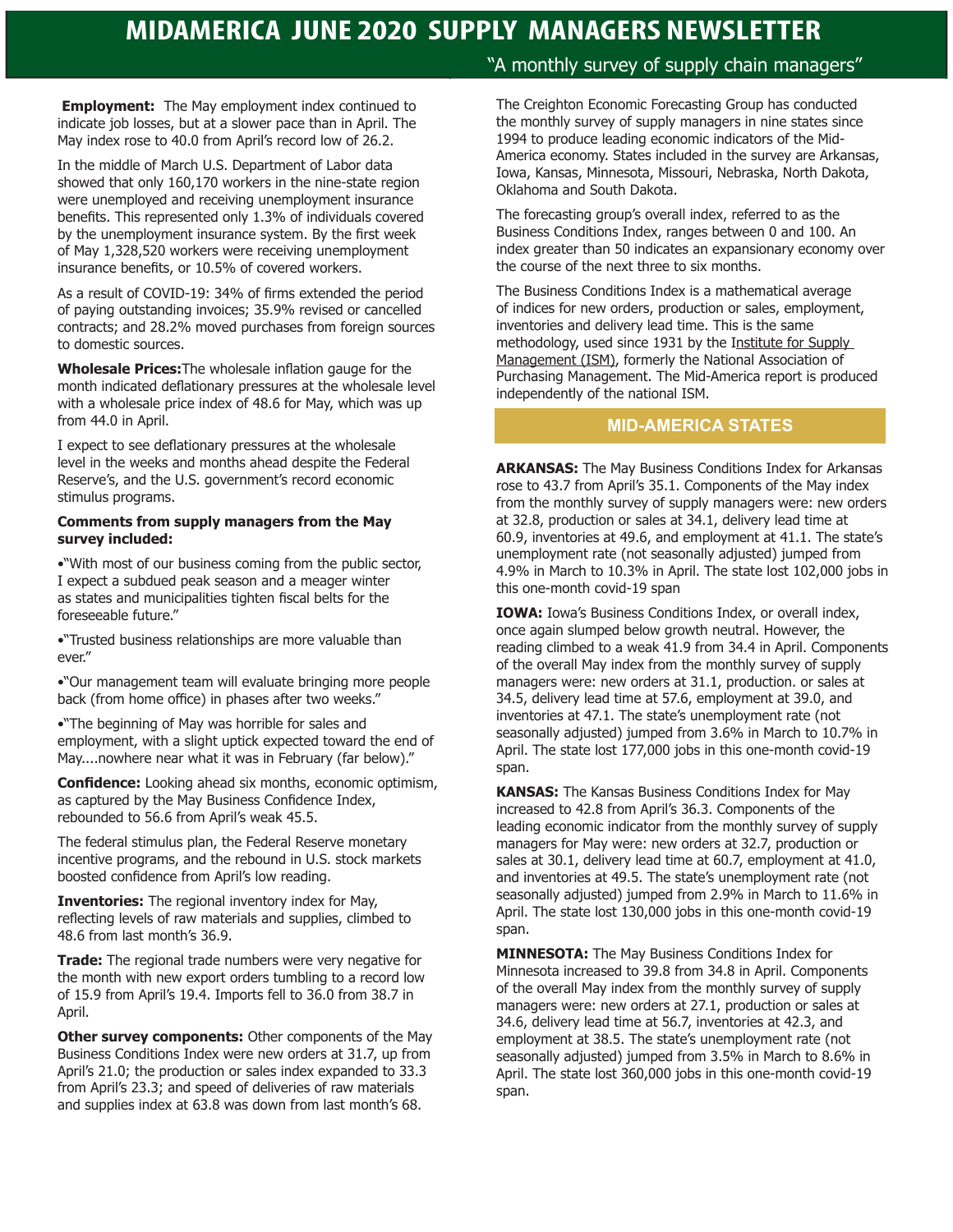# MIDAMERICA JUNE 2020 SUPPLY MANAGERS NEWSLETTER

"A monthly survey of supply chain managers"

**Employment:** The May employment index continued to indicate job losses, but at a slower pace than in April. The May index rose to 40.0 from April's record low of 26.2.

In the middle of March U.S. Department of Labor data showed that only 160,170 workers in the nine-state region were unemployed and receiving unemployment insurance benefits. This represented only 1.3% of individuals covered by the unemployment insurance system. By the first week of May 1,328,520 workers were receiving unemployment insurance benefits, or 10.5% of covered workers.

As a result of COVID-19: 34% of firms extended the period of paying outstanding invoices; 35.9% revised or cancelled contracts; and 28.2% moved purchases from foreign sources to domestic sources.

**Wholesale Prices:** The wholesale inflation gauge for the month indicated deflationary pressures at the wholesale level with a wholesale price index of 48.6 for May, which was up from 44.0 in April.

I expect to see deflationary pressures at the wholesale level in the weeks and months ahead despite the Federal Reserve's, and the U.S. government's record economic stimulus programs.

**Comments from supply managers from the May survey included:**

- "With most of our business coming from the public sector, I expect a subdued peak season and a meager winter as states and municipalities tighten fiscal belts for the foreseeable future."
- "Trusted business relationships are more valuable than ever."
- "Our management team will evaluate bringing more people back (from home office) in phases after two weeks."
- "The beginning of May was horrible for sales and employment, with a slight uptick expected toward the end of May....nowhere near what it was in February (far below)."

**Confidence:** Looking ahead six months, economic optimism, as captured by the May Business Confidence Index, rebounded to 56.6 from April's weak 45.5.

The federal stimulus plan, the Federal Reserve monetary incentive programs, and the rebound in U.S. stock markets boosted confidence from April's low reading.

**Inventories:** The regional inventory index for May, reflecting levels of raw materials and supplies, climbed to 48.6 from last month's 36.9.

**Trade:** The regional trade numbers were very negative for the month with new export orders tumbling to a record low of 15.9 from April's 19.4. Imports fell to 36.0 from 38.7 in April.

**Other survey components:** Other components of the May Business Conditions Index were new orders at 31.7, up from April's 21.0; the production or sales index expanded to 33.3 from April's 23.3; and speed of deliveries of raw materials and supplies index at 63.8 was down from last month's 68.

The Creighton Economic Forecasting Group has conducted the monthly survey of supply managers in nine states since 1994 to produce leading economic indicators of the Mid-America economy. States included in the survey are Arkansas, Iowa, Kansas, Minnesota, Missouri, Nebraska, North Dakota, Oklahoma and South Dakota.

The forecasting group's overall index, referred to as the Business Conditions Index, ranges between 0 and 100. An index greater than 50 indicates an expansionary economy over the course of the next three to six months.

The Business Conditions Index is a mathematical average of indices for new orders, production or sales, employment, inventories and delivery lead time. This is the same methodology, used since 1931 by the Institute for Supply Management (ISM), formerly the National Association of Purchasing Management. The Mid-America report is produced independently of the national ISM.

## MID-AMERICA STATES

**ARKANSAS:** The May Business Conditions Index for Arkansas rose to 43.7 from April's 35.1. Components of the May index from the monthly survey of supply managers were: new orders at 32.8, production or sales at 34.1, delivery lead time at 60.9, inventories at 49.6, and employment at 41.1. The state's unemployment rate (not seasonally adjusted) jumped from 4.9% in March to 10.3% in April. The state lost 102,000 jobs in this one-month covid-19 span

**IOWA:** Iowa's Business Conditions Index, or overall index, once again slumped below growth neutral. However, the reading climbed to a weak 41.9 from 34.4 in April. Components of the overall May index from the monthly survey of supply managers were: new orders at 31.1, production. or sales at 34.5, delivery lead time at 57.6, employment at 39.0, and inventories at 47.1. The state's unemployment rate (not seasonally adjusted) jumped from 3.6% in March to 10.7% in April. The state lost 177,000 jobs in this one-month covid-19 span.

**KANSAS:** The Kansas Business Conditions Index for May increased to 42.8 from April's 36.3. Components of the leading economic indicator from the monthly survey of supply managers for May were: new orders at 32.7, production or sales at 30.1, delivery lead time at 60.7, employment at 41.0, and inventories at 49.5. The state's unemployment rate (not seasonally adjusted) jumped from 2.9% in March to 11.6% in April. The state lost 130,000 jobs in this one-month covid-19 span.

**MINNESOTA:** The May Business Conditions Index for Minnesota increased to 39.8 from 34.8 in April. Components of the overall May index from the monthly survey of supply managers were: new orders at 27.1, production or sales at 34.6, delivery lead time at 56.7, inventories at 42.3, and employment at 38.5. The state's unemployment rate (not seasonally adjusted) jumped from 3.5% in March to 8.6% in April. The state lost 360,000 jobs in this one-month covid-19 span.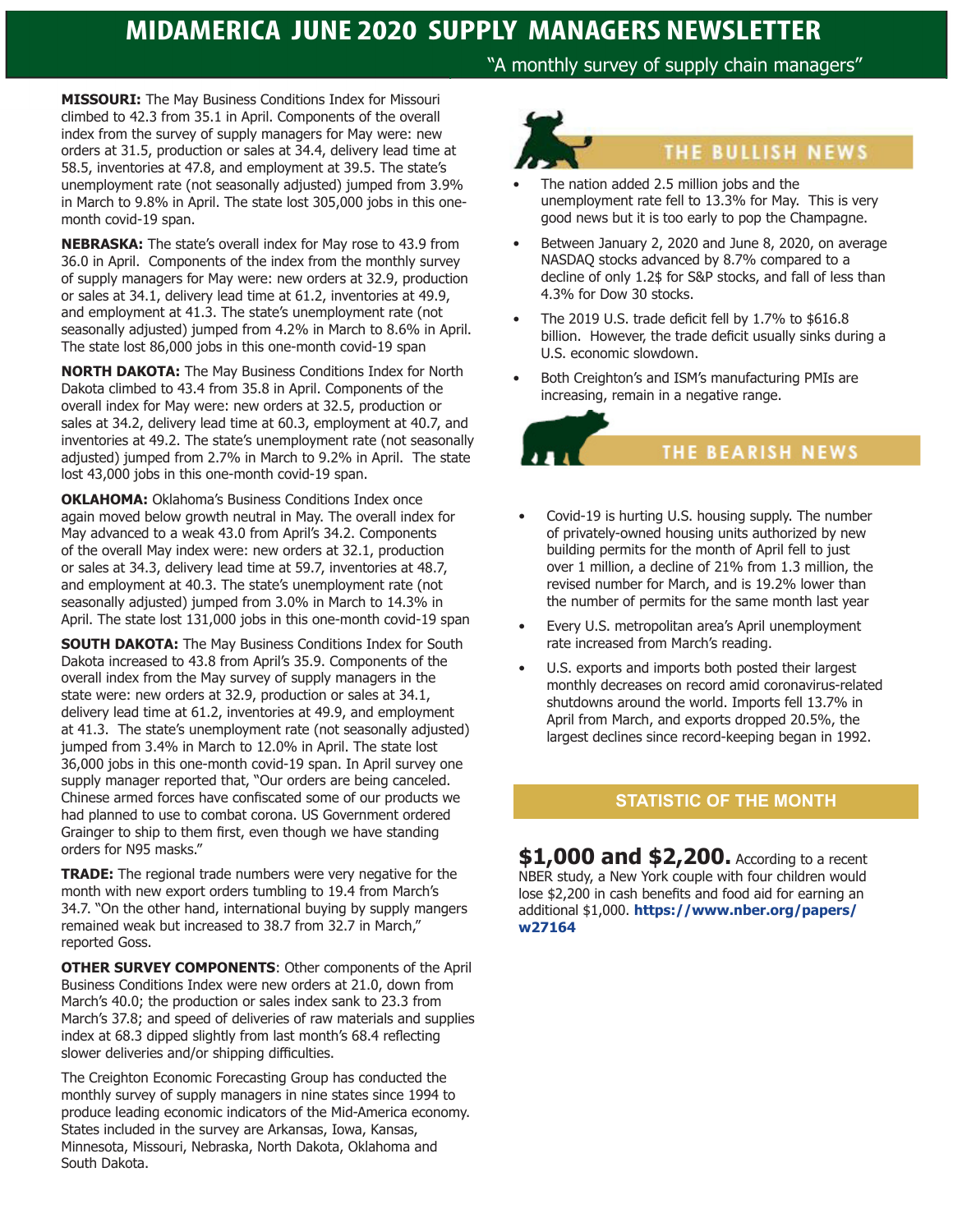# MIDAMERICA JUNE 2020 SUPPLY MANAGERS NEWSLETTER

"A monthly survey of supply chain managers"

**MISSOURI:** The May Business Conditions Index for Missouri climbed to 42.3 from 35.1 in April. Components of the overall index from the survey of supply managers for May were: new orders at 31.5, production or sales at 34.4, delivery lead time at 58.5, inventories at 47.8, and employment at 39.5. The state's unemployment rate (not seasonally adjusted) jumped from 3.9% in March to 9.8% in April. The state lost 305,000 jobs in this one-month covid-19 span.

**NEBRASKA:** The state's overall index for May rose to 43.9 from 36.0 in April. Components of the index from the monthly survey of supply managers for May were: new orders at 32.9, production or sales at 34.1, delivery lead time at 61.2, inventories at 49.9, and employment at 41.3. The state's unemployment rate (not seasonally adjusted) jumped from 4.2% in March to 8.6% in April. The state lost 86,000 jobs in this one-month covid-19 span

**NORTH DAKOTA:** The May Business Conditions Index for North Dakota climbed to 43.4 from 35.8 in April. Components of the overall index for May were: new orders at 32.5, production or sales at 34.2, delivery lead time at 60.3, employment at 40.7, and inventories at 49.2. The state's unemployment rate (not seasonally adjusted) jumped from 2.7% in March to 9.2% in April. The state lost 43,000 jobs in this one-month covid-19 span.

**OKLAHOMA:** Oklahoma's Business Conditions Index once again moved below growth neutral in May. The overall index for May advanced to a weak 43.0 from April's 34.2. Components of the overall May index were: new orders at 32.1, production or sales at 34.3, delivery lead time at 59.7, inventories at 48.7, and employment at 40.3. The state's unemployment rate (not seasonally adjusted) jumped from 3.0% in March to 14.3% in April. The state lost 131,000 jobs in this one-month covid-19 span

**SOUTH DAKOTA:** The May Business Conditions Index for South Dakota increased to 43.8 from April's 35.9. Components of the overall index from the May survey of supply managers in the state were: new orders at 32.9, production or sales at 34.1, delivery lead time at 61.2, inventories at 49.9, and employment at 41.3. The state's unemployment rate (not seasonally adjusted) jumped from 3.4% in March to 12.0% in April. The state lost 36,000 jobs in this one-month covid-19 span. In April survey one supply manager reported that, "Our orders are being canceled. Chinese armed forces have confiscated some of our products we had planned to use to combat corona. US Government ordered Grainger to ship to them first, even though we have standing orders for N95 masks."

**TRADE:** The regional trade numbers were very negative for the month with new export orders tumbling to 19.4 from March's 34.7. "On the other hand, international buying by supply mangers remained weak but increased to 38.7 from 32.7 in March," reported Goss.

**OTHER SURVEY COMPONENTS**: Other components of the April Business Conditions Index were new orders at 21.0, down from March's 40.0; the production or sales index sank to 23.3 from March's 37.8; and speed of deliveries of raw materials and supplies index at 68.3 dipped slightly from last month's 68.4 reflecting slower deliveries and/or shipping difficulties.

The Creighton Economic Forecasting Group has conducted the monthly survey of supply managers in nine states since 1994 to produce leading economic indicators of the Mid-America economy. States included in the survey are Arkansas, Iowa, Kansas, Minnesota, Missouri, Nebraska, North Dakota, Oklahoma and South Dakota.

## THE BULLISH NEWS

- The nation added 2.5 million jobs and the unemployment rate fell to 13.3% for May. This is very good news but it is too early to pop the Champagne.
- Between January 2, 2020 and June 8, 2020, on average NASDAQ stocks advanced by 8.7% compared to a decline of only 1.2$ for S&P stocks, and fall of less than 4.3% for Dow 30 stocks.
- The 2019 U.S. trade deficit fell by 1.7% to $616.8 billion. However, the trade deficit usually sinks during a U.S. economic slowdown.
- Both Creighton's and ISM's manufacturing PMIs are increasing, remain in a negative range.

## THE BEARISH NEWS

- Covid-19 is hurting U.S. housing supply. The number of privately-owned housing units authorized by new building permits for the month of April fell to just over 1 million, a decline of 21% from 1.3 million, the revised number for March, and is 19.2% lower than the number of permits for the same month last year
- Every U.S. metropolitan area's April unemployment rate increased from March's reading.
- U.S. exports and imports both posted their largest monthly decreases on record amid coronavirus-related shutdowns around the world. Imports fell 13.7% in April from March, and exports dropped 20.5%, the largest declines since record-keeping began in 1992.

## STATISTIC OF THE MONTH

**$1,000 and $2,200.** According to a recent NBER study, a New York couple with four children would lose $2,200 in cash benefits and food aid for earning an additional $1,000. **https://www.nber.org/papers/w27164**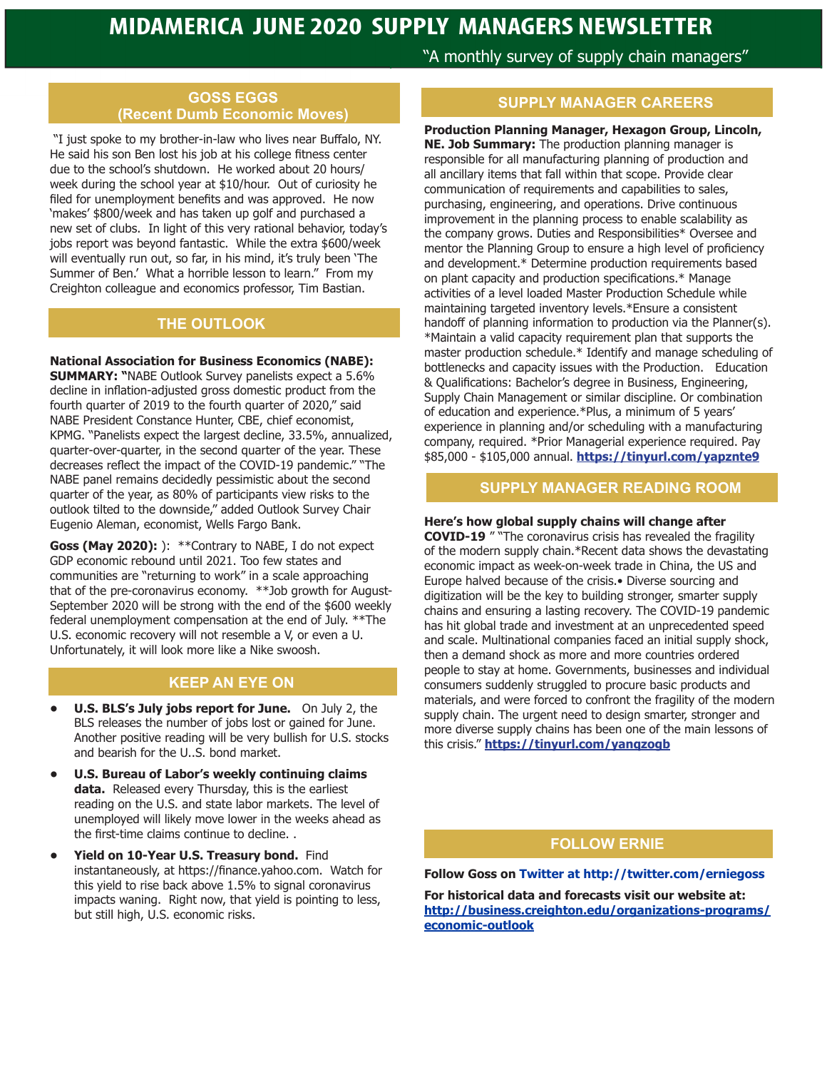# MIDAMERICA JUNE 2020 SUPPLY MANAGERS NEWSLETTER

"A monthly survey of supply chain managers"

## GOSS EGGS (Recent Dumb Economic Moves)

"I just spoke to my brother-in-law who lives near Buffalo, NY. He said his son Ben lost his job at his college fitness center due to the school's shutdown. He worked about 20 hours/ week during the school year at $10/hour. Out of curiosity he filed for unemployment benefits and was approved. He now 'makes' $800/week and has taken up golf and purchased a new set of clubs. In light of this very rational behavior, today's jobs report was beyond fantastic. While the extra $600/week will eventually run out, so far, in his mind, it's truly been 'The Summer of Ben.' What a horrible lesson to learn." From my Creighton colleague and economics professor, Tim Bastian.

## THE OUTLOOK

**National Association for Business Economics (NABE): SUMMARY: "**NABE Outlook Survey panelists expect a 5.6% decline in inflation-adjusted gross domestic product from the fourth quarter of 2019 to the fourth quarter of 2020," said NABE President Constance Hunter, CBE, chief economist, KPMG. "Panelists expect the largest decline, 33.5%, annualized, quarter-over-quarter, in the second quarter of the year. These decreases reflect the impact of the COVID-19 pandemic." "The NABE panel remains decidedly pessimistic about the second quarter of the year, as 80% of participants view risks to the outlook tilted to the downside," added Outlook Survey Chair Eugenio Aleman, economist, Wells Fargo Bank.

**Goss (May 2020):** ): **Contrary to NABE, I do not expect GDP economic rebound until 2021. Too few states and communities are "returning to work" in a scale approaching that of the pre-coronavirus economy. **Job growth for August-September 2020 will be strong with the end of the $600 weekly federal unemployment compensation at the end of July. **The U.S. economic recovery will not resemble a V, or even a U. Unfortunately, it will look more like a Nike swoosh.

## KEEP AN EYE ON

- **U.S. BLS's July jobs report for June.** On July 2, the BLS releases the number of jobs lost or gained for June. Another positive reading will be very bullish for U.S. stocks and bearish for the U..S. bond market.
- **U.S. Bureau of Labor's weekly continuing claims data.** Released every Thursday, this is the earliest reading on the U.S. and state labor markets. The level of unemployed will likely move lower in the weeks ahead as the first-time claims continue to decline. .
- **Yield on 10-Year U.S. Treasury bond.** Find instantaneously, at https://finance.yahoo.com. Watch for this yield to rise back above 1.5% to signal coronavirus impacts waning. Right now, that yield is pointing to less, but still high, U.S. economic risks.

## SUPPLY MANAGER CAREERS

**Production Planning Manager, Hexagon Group, Lincoln, NE. Job Summary:** The production planning manager is responsible for all manufacturing planning of production and all ancillary items that fall within that scope. Provide clear communication of requirements and capabilities to sales, purchasing, engineering, and operations. Drive continuous improvement in the planning process to enable scalability as the company grows. Duties and Responsibilities* Oversee and mentor the Planning Group to ensure a high level of proficiency and development.* Determine production requirements based on plant capacity and production specifications.* Manage activities of a level loaded Master Production Schedule while maintaining targeted inventory levels.*Ensure a consistent handoff of planning information to production via the Planner(s). *Maintain a valid capacity requirement plan that supports the master production schedule.* Identify and manage scheduling of bottlenecks and capacity issues with the Production. Education & Qualifications: Bachelor's degree in Business, Engineering, Supply Chain Management or similar discipline. Or combination of education and experience.*Plus, a minimum of 5 years' experience in planning and/or scheduling with a manufacturing company, required. *Prior Managerial experience required. Pay $85,000 - $105,000 annual. **https://tinyurl.com/yapznte9**

## SUPPLY MANAGER READING ROOM

**Here's how global supply chains will change after COVID-19** " "The coronavirus crisis has revealed the fragility of the modern supply chain.*Recent data shows the devastating economic impact as week-on-week trade in China, the US and Europe halved because of the crisis.• Diverse sourcing and digitization will be the key to building stronger, smarter supply chains and ensuring a lasting recovery. The COVID-19 pandemic has hit global trade and investment at an unprecedented speed and scale. Multinational companies faced an initial supply shock, then a demand shock as more and more countries ordered people to stay at home. Governments, businesses and individual consumers suddenly struggled to procure basic products and materials, and were forced to confront the fragility of the modern supply chain. The urgent need to design smarter, stronger and more diverse supply chains has been one of the main lessons of this crisis." **https://tinyurl.com/yangzogb**

## FOLLOW ERNIE

**Follow Goss on Twitter at http://twitter.com/erniegoss**

**For historical data and forecasts visit our website at: http://business.creighton.edu/organizations-programs/economic-outlook**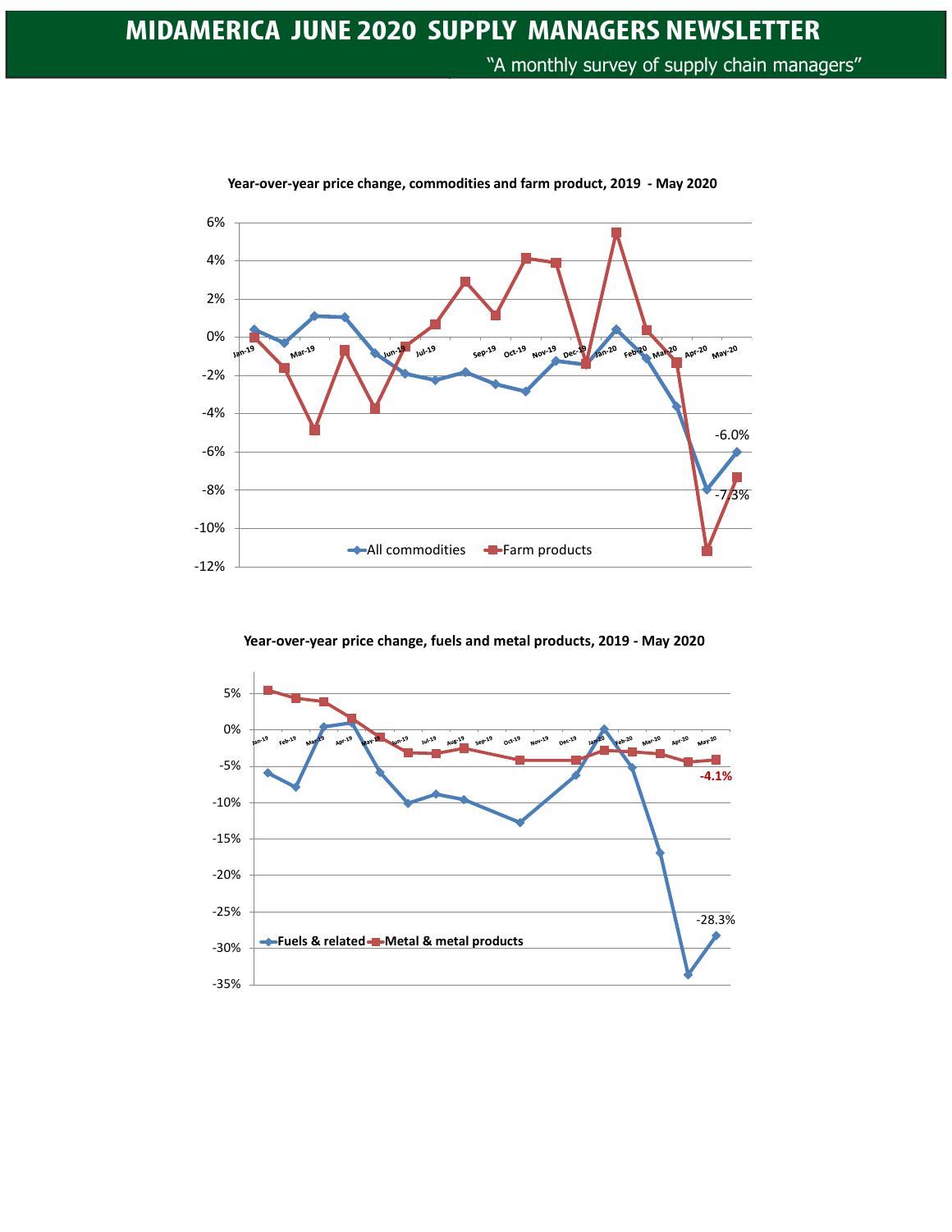# MIDAMERICA JUNE 2020 SUPPLY MANAGERS NEWSLETTER

"A monthly survey of supply chain managers"

**Year-over-year price change, commodities and farm product, 2019 - May 2020**

6%
4%
2%
0%
-2%
-4%
-6%
-8%
-10%
-12%

Jan-19 Mar-19 Jun-19 Jul-19 Sep-19 Oct-19 Nov-19 Dec-19 Jan-20 Feb-20 Mar-20 Apr-20 May-20

-6.0%
-7.3%

All commodities
Farm products

**Year-over-year price change, fuels and metal products, 2019 - May 2020**

5%
0%
-5%
-10%
-15%
-20%
-25%
-30%
-35%

Jan-19 Feb-19 Mar-19 Apr-19 May-19 Jun-19 Jul-19 Aug-19 Sep-19 Oct-19 Nov-19 Dec-19 Jan-20 Feb-20 Mar-20 Apr-20 May-20

-4.1%
-28.3%

Fuels & related
Metal & metal products